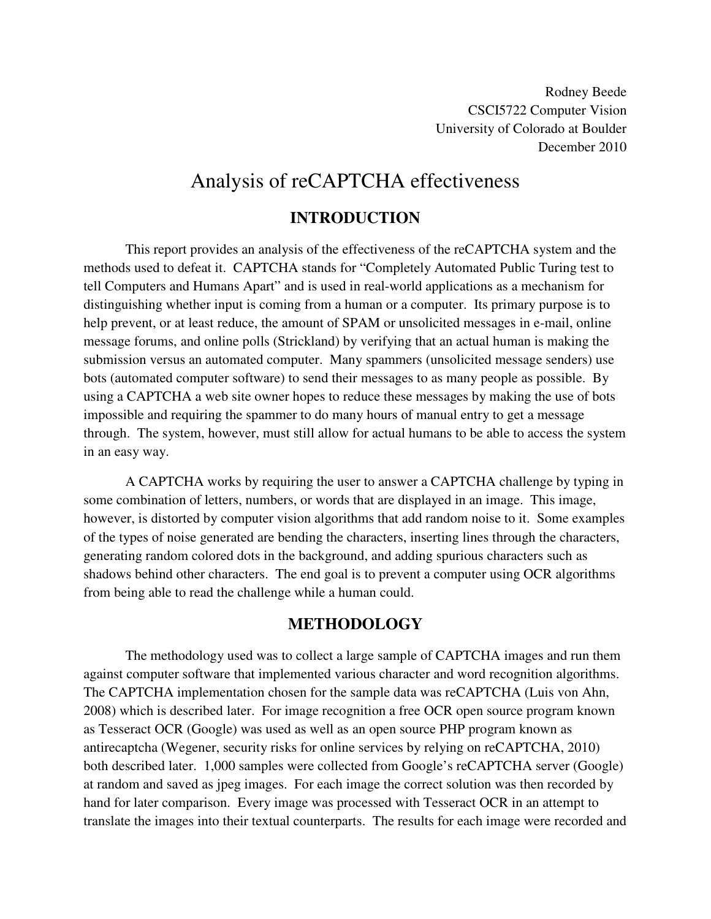Rodney Beede
CSCI5722 Computer Vision
University of Colorado at Boulder
December 2010

# Analysis of reCAPTCHA effectiveness

## INTRODUCTION

This report provides an analysis of the effectiveness of the reCAPTCHA system and the methods used to defeat it. CAPTCHA stands for "Completely Automated Public Turing test to tell Computers and Humans Apart" and is used in real-world applications as a mechanism for distinguishing whether input is coming from a human or a computer. Its primary purpose is to help prevent, or at least reduce, the amount of SPAM or unsolicited messages in e-mail, online message forums, and online polls (Strickland) by verifying that an actual human is making the submission versus an automated computer. Many spammers (unsolicited message senders) use bots (automated computer software) to send their messages to as many people as possible. By using a CAPTCHA a web site owner hopes to reduce these messages by making the use of bots impossible and requiring the spammer to do many hours of manual entry to get a message through. The system, however, must still allow for actual humans to be able to access the system in an easy way.

A CAPTCHA works by requiring the user to answer a CAPTCHA challenge by typing in some combination of letters, numbers, or words that are displayed in an image. This image, however, is distorted by computer vision algorithms that add random noise to it. Some examples of the types of noise generated are bending the characters, inserting lines through the characters, generating random colored dots in the background, and adding spurious characters such as shadows behind other characters. The end goal is to prevent a computer using OCR algorithms from being able to read the challenge while a human could.

## METHODOLOGY

The methodology used was to collect a large sample of CAPTCHA images and run them against computer software that implemented various character and word recognition algorithms. The CAPTCHA implementation chosen for the sample data was reCAPTCHA (Luis von Ahn, 2008) which is described later. For image recognition a free OCR open source program known as Tesseract OCR (Google) was used as well as an open source PHP program known as antirecaptcha (Wegener, security risks for online services by relying on reCAPTCHA, 2010) both described later. 1,000 samples were collected from Google's reCAPTCHA server (Google) at random and saved as jpeg images. For each image the correct solution was then recorded by hand for later comparison. Every image was processed with Tesseract OCR in an attempt to translate the images into their textual counterparts. The results for each image were recorded and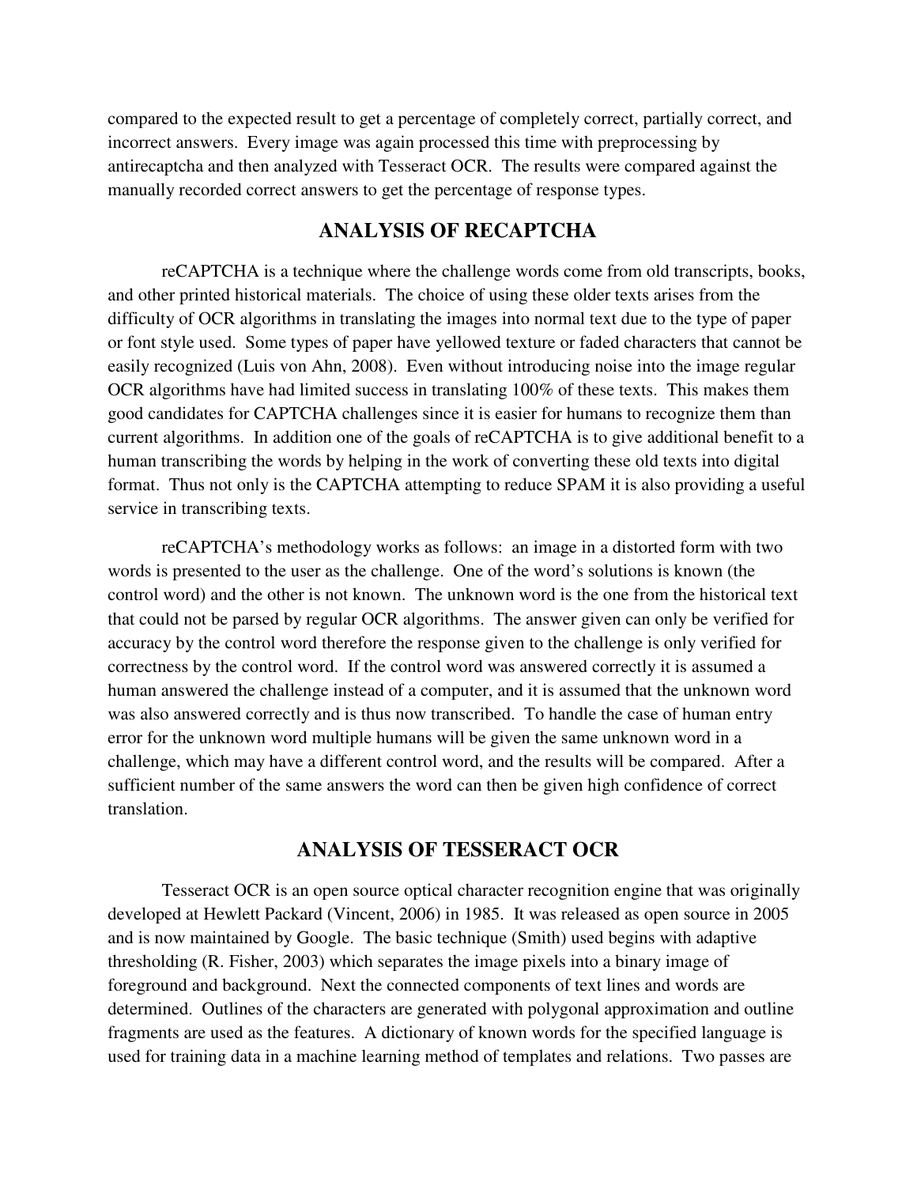compared to the expected result to get a percentage of completely correct, partially correct, and incorrect answers. Every image was again processed this time with preprocessing by antirecaptcha and then analyzed with Tesseract OCR. The results were compared against the manually recorded correct answers to get the percentage of response types.

## ANALYSIS OF RECAPTCHA

reCAPTCHA is a technique where the challenge words come from old transcripts, books, and other printed historical materials. The choice of using these older texts arises from the difficulty of OCR algorithms in translating the images into normal text due to the type of paper or font style used. Some types of paper have yellowed texture or faded characters that cannot be easily recognized (Luis von Ahn, 2008). Even without introducing noise into the image regular OCR algorithms have had limited success in translating 100% of these texts. This makes them good candidates for CAPTCHA challenges since it is easier for humans to recognize them than current algorithms. In addition one of the goals of reCAPTCHA is to give additional benefit to a human transcribing the words by helping in the work of converting these old texts into digital format. Thus not only is the CAPTCHA attempting to reduce SPAM it is also providing a useful service in transcribing texts.

reCAPTCHA's methodology works as follows: an image in a distorted form with two words is presented to the user as the challenge. One of the word's solutions is known (the control word) and the other is not known. The unknown word is the one from the historical text that could not be parsed by regular OCR algorithms. The answer given can only be verified for accuracy by the control word therefore the response given to the challenge is only verified for correctness by the control word. If the control word was answered correctly it is assumed a human answered the challenge instead of a computer, and it is assumed that the unknown word was also answered correctly and is thus now transcribed. To handle the case of human entry error for the unknown word multiple humans will be given the same unknown word in a challenge, which may have a different control word, and the results will be compared. After a sufficient number of the same answers the word can then be given high confidence of correct translation.

## ANALYSIS OF TESSERACT OCR

Tesseract OCR is an open source optical character recognition engine that was originally developed at Hewlett Packard (Vincent, 2006) in 1985. It was released as open source in 2005 and is now maintained by Google. The basic technique (Smith) used begins with adaptive thresholding (R. Fisher, 2003) which separates the image pixels into a binary image of foreground and background. Next the connected components of text lines and words are determined. Outlines of the characters are generated with polygonal approximation and outline fragments are used as the features. A dictionary of known words for the specified language is used for training data in a machine learning method of templates and relations. Two passes are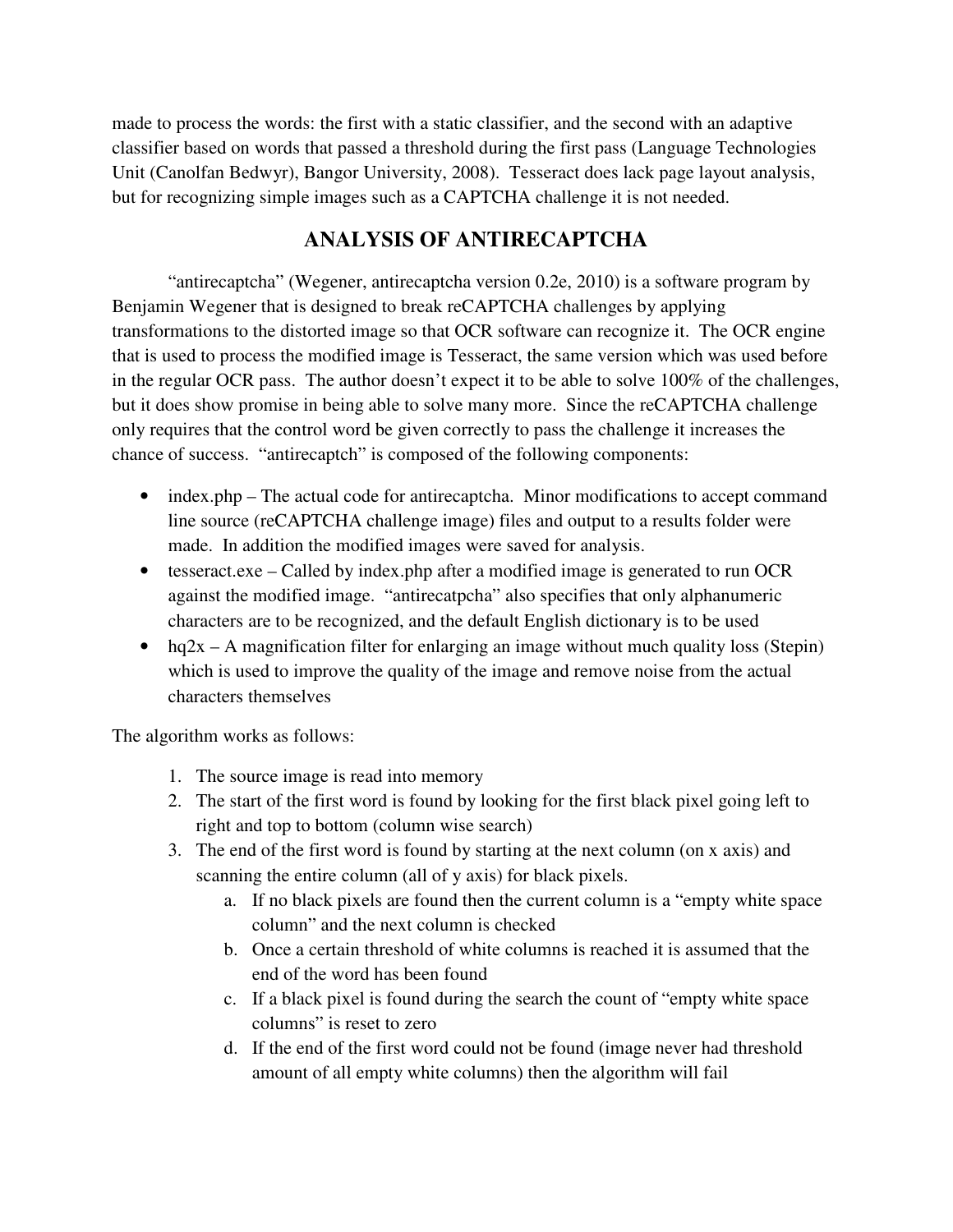made to process the words: the first with a static classifier, and the second with an adaptive classifier based on words that passed a threshold during the first pass (Language Technologies Unit (Canolfan Bedwyr), Bangor University, 2008). Tesseract does lack page layout analysis, but for recognizing simple images such as a CAPTCHA challenge it is not needed.

## ANALYSIS OF ANTIRECAPTCHA

"antirecaptcha" (Wegener, antirecaptcha version 0.2e, 2010) is a software program by Benjamin Wegener that is designed to break reCAPTCHA challenges by applying transformations to the distorted image so that OCR software can recognize it. The OCR engine that is used to process the modified image is Tesseract, the same version which was used before in the regular OCR pass. The author doesn't expect it to be able to solve 100% of the challenges, but it does show promise in being able to solve many more. Since the reCAPTCHA challenge only requires that the control word be given correctly to pass the challenge it increases the chance of success. "antirecaptch" is composed of the following components:

- index.php – The actual code for antirecaptcha. Minor modifications to accept command line source (reCAPTCHA challenge image) files and output to a results folder were made. In addition the modified images were saved for analysis.
- tesseract.exe – Called by index.php after a modified image is generated to run OCR against the modified image. "antirecatpcha" also specifies that only alphanumeric characters are to be recognized, and the default English dictionary is to be used
- hq2x – A magnification filter for enlarging an image without much quality loss (Stepin) which is used to improve the quality of the image and remove noise from the actual characters themselves

The algorithm works as follows:

1. The source image is read into memory
2. The start of the first word is found by looking for the first black pixel going left to right and top to bottom (column wise search)
3. The end of the first word is found by starting at the next column (on x axis) and scanning the entire column (all of y axis) for black pixels.
    a. If no black pixels are found then the current column is a "empty white space column" and the next column is checked
    b. Once a certain threshold of white columns is reached it is assumed that the end of the word has been found
    c. If a black pixel is found during the search the count of "empty white space columns" is reset to zero
    d. If the end of the first word could not be found (image never had threshold amount of all empty white columns) then the algorithm will fail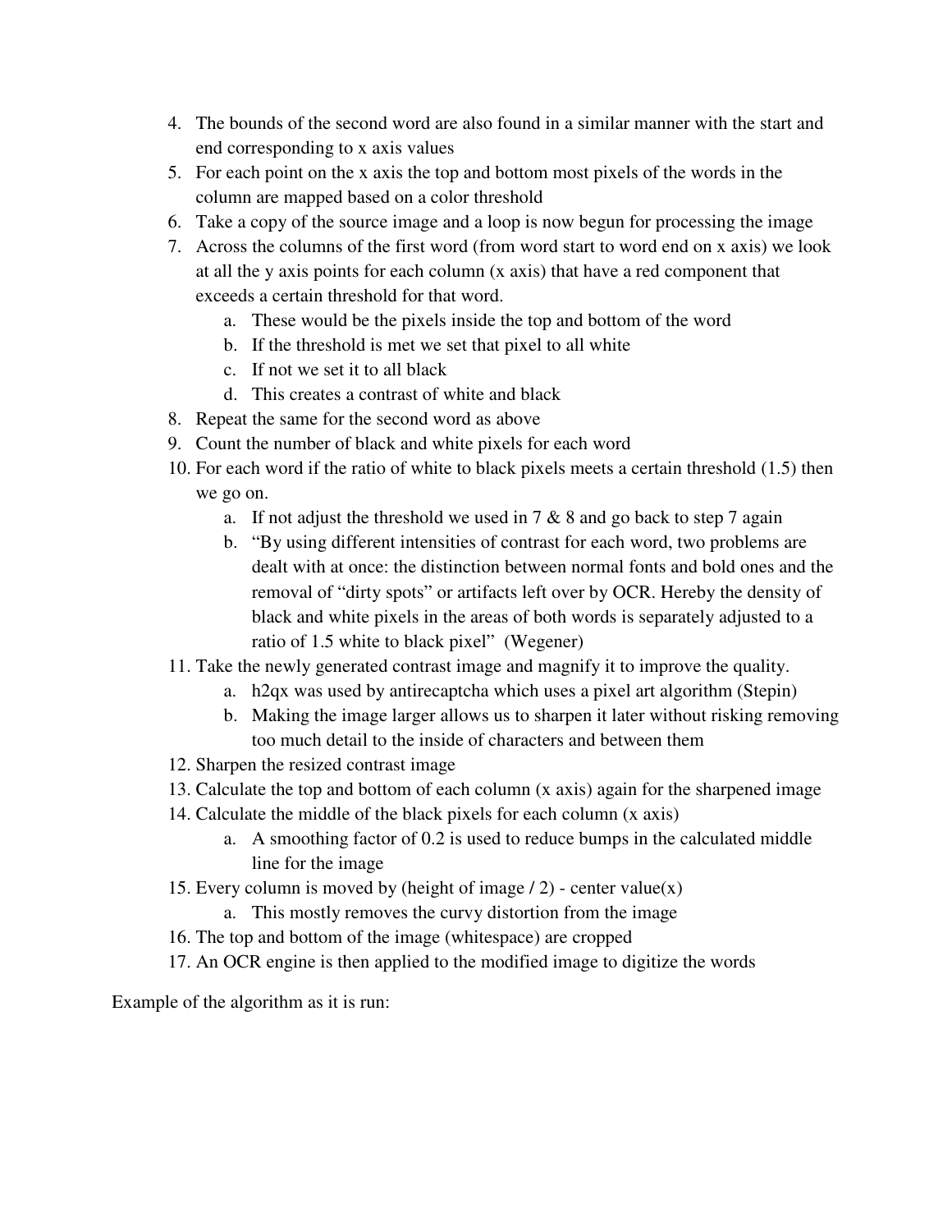4. The bounds of the second word are also found in a similar manner with the start and end corresponding to x axis values
5. For each point on the x axis the top and bottom most pixels of the words in the column are mapped based on a color threshold
6. Take a copy of the source image and a loop is now begun for processing the image
7. Across the columns of the first word (from word start to word end on x axis) we look at all the y axis points for each column (x axis) that have a red component that exceeds a certain threshold for that word.
    a. These would be the pixels inside the top and bottom of the word
    b. If the threshold is met we set that pixel to all white
    c. If not we set it to all black
    d. This creates a contrast of white and black
8. Repeat the same for the second word as above
9. Count the number of black and white pixels for each word
10. For each word if the ratio of white to black pixels meets a certain threshold (1.5) then we go on.
    a. If not adjust the threshold we used in 7 & 8 and go back to step 7 again
    b. "By using different intensities of contrast for each word, two problems are dealt with at once: the distinction between normal fonts and bold ones and the removal of "dirty spots" or artifacts left over by OCR. Hereby the density of black and white pixels in the areas of both words is separately adjusted to a ratio of 1.5 white to black pixel" (Wegener)
11. Take the newly generated contrast image and magnify it to improve the quality.
    a. h2qx was used by antirecaptcha which uses a pixel art algorithm (Stepin)
    b. Making the image larger allows us to sharpen it later without risking removing too much detail to the inside of characters and between them
12. Sharpen the resized contrast image
13. Calculate the top and bottom of each column (x axis) again for the sharpened image
14. Calculate the middle of the black pixels for each column (x axis)
    a. A smoothing factor of 0.2 is used to reduce bumps in the calculated middle line for the image
15. Every column is moved by (height of image / 2) - center value(x)
    a. This mostly removes the curvy distortion from the image
16. The top and bottom of the image (whitespace) are cropped
17. An OCR engine is then applied to the modified image to digitize the words

Example of the algorithm as it is run: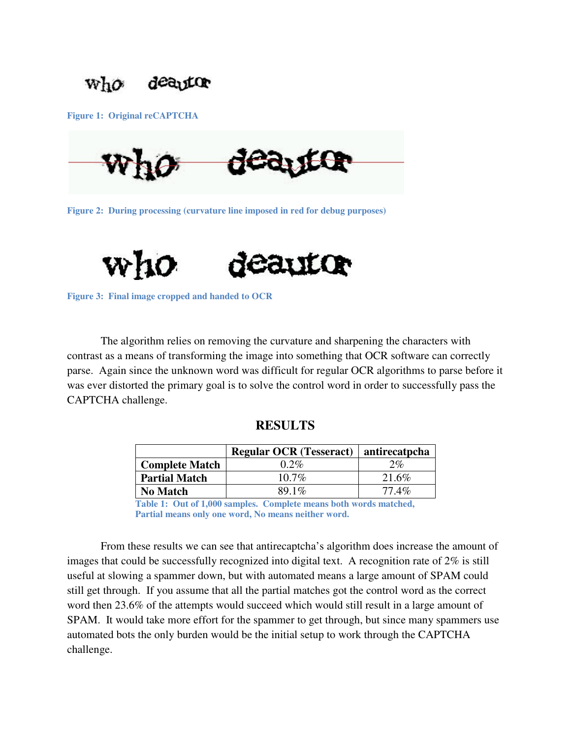Figure 1: Original reCAPTCHA

Figure 2: During processing (curvature line imposed in red for debug purposes)

Figure 3: Final image cropped and handed to OCR

The algorithm relies on removing the curvature and sharpening the characters with contrast as a means of transforming the image into something that OCR software can correctly parse. Again since the unknown word was difficult for regular OCR algorithms to parse before it was ever distorted the primary goal is to solve the control word in order to successfully pass the CAPTCHA challenge.

## RESULTS

| | Regular OCR (Tesseract) | antirecatpcha |
|---|---|---|
| **Complete Match** | 0.2% | 2% |
| **Partial Match** | 10.7% | 21.6% |
| **No Match** | 89.1% | 77.4% |

Table 1: Out of 1,000 samples. Complete means both words matched, Partial means only one word, No means neither word.

From these results we can see that antirecaptcha's algorithm does increase the amount of images that could be successfully recognized into digital text. A recognition rate of 2% is still useful at slowing a spammer down, but with automated means a large amount of SPAM could still get through. If you assume that all the partial matches got the control word as the correct word then 23.6% of the attempts would succeed which would still result in a large amount of SPAM. It would take more effort for the spammer to get through, but since many spammers use automated bots the only burden would be the initial setup to work through the CAPTCHA challenge.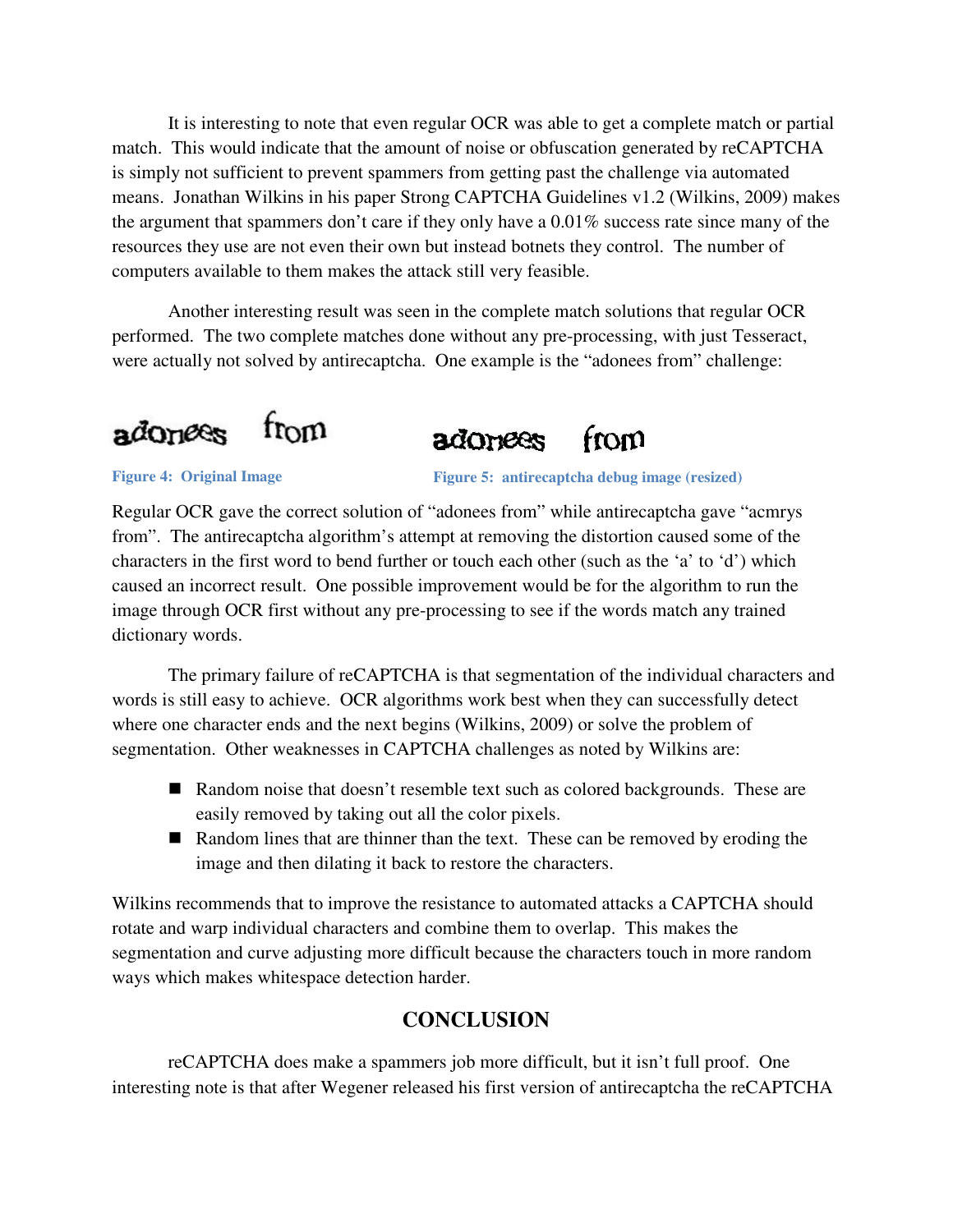It is interesting to note that even regular OCR was able to get a complete match or partial match. This would indicate that the amount of noise or obfuscation generated by reCAPTCHA is simply not sufficient to prevent spammers from getting past the challenge via automated means. Jonathan Wilkins in his paper Strong CAPTCHA Guidelines v1.2 (Wilkins, 2009) makes the argument that spammers don't care if they only have a 0.01% success rate since many of the resources they use are not even their own but instead botnets they control. The number of computers available to them makes the attack still very feasible.

Another interesting result was seen in the complete match solutions that regular OCR performed. The two complete matches done without any pre-processing, with just Tesseract, were actually not solved by antirecaptcha. One example is the "adonees from" challenge:

adonees from

**Figure 4: Original Image**

adonees from

**Figure 5: antirecaptcha debug image (resized)**

Regular OCR gave the correct solution of "adonees from" while antirecaptcha gave "acmrys from". The antirecaptcha algorithm's attempt at removing the distortion caused some of the characters in the first word to bend further or touch each other (such as the 'a' to 'd') which caused an incorrect result. One possible improvement would be for the algorithm to run the image through OCR first without any pre-processing to see if the words match any trained dictionary words.

The primary failure of reCAPTCHA is that segmentation of the individual characters and words is still easy to achieve. OCR algorithms work best when they can successfully detect where one character ends and the next begins (Wilkins, 2009) or solve the problem of segmentation. Other weaknesses in CAPTCHA challenges as noted by Wilkins are:

- Random noise that doesn't resemble text such as colored backgrounds. These are easily removed by taking out all the color pixels.
- Random lines that are thinner than the text. These can be removed by eroding the image and then dilating it back to restore the characters.

Wilkins recommends that to improve the resistance to automated attacks a CAPTCHA should rotate and warp individual characters and combine them to overlap. This makes the segmentation and curve adjusting more difficult because the characters touch in more random ways which makes whitespace detection harder.

## CONCLUSION

reCAPTCHA does make a spammers job more difficult, but it isn't full proof. One interesting note is that after Wegener released his first version of antirecaptcha the reCAPTCHA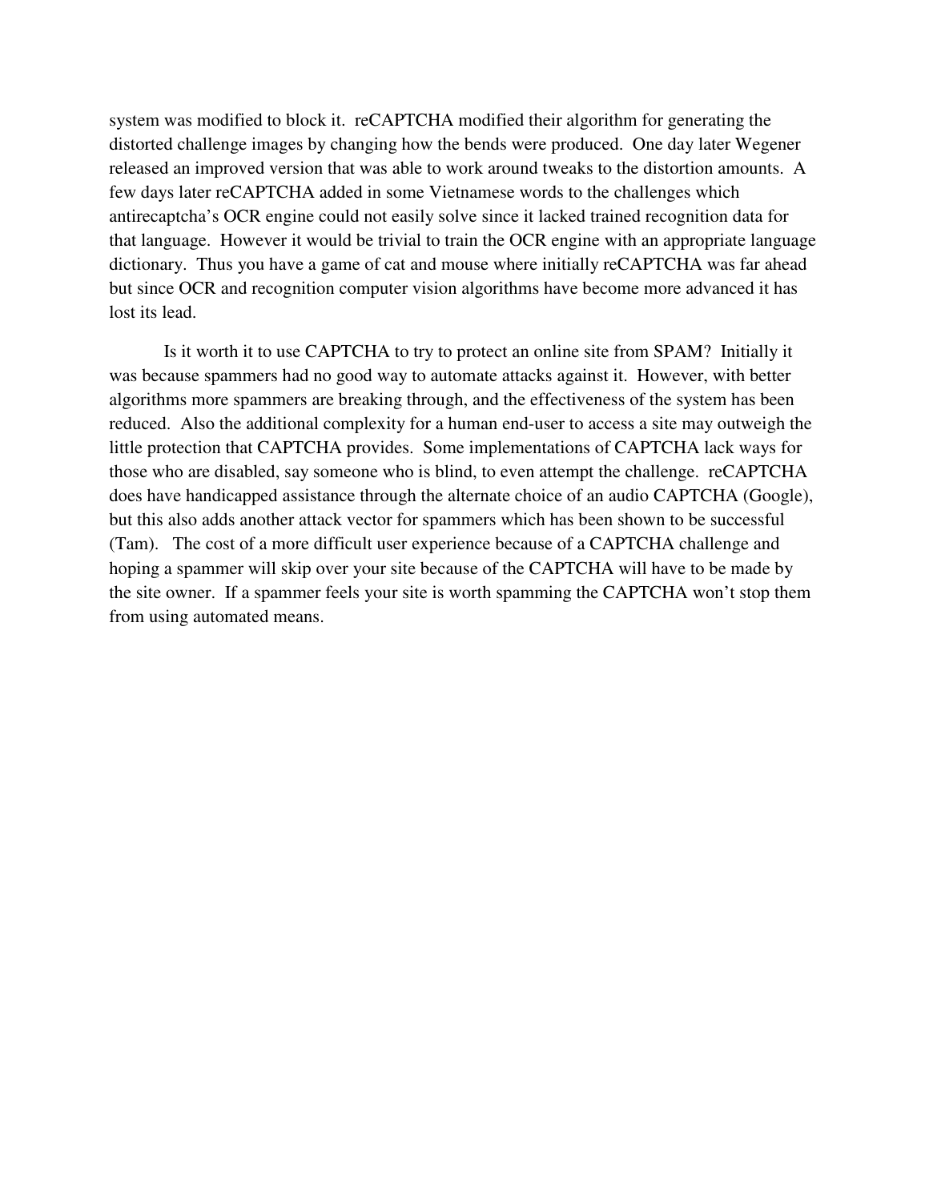system was modified to block it. reCAPTCHA modified their algorithm for generating the distorted challenge images by changing how the bends were produced. One day later Wegener released an improved version that was able to work around tweaks to the distortion amounts. A few days later reCAPTCHA added in some Vietnamese words to the challenges which antirecaptcha's OCR engine could not easily solve since it lacked trained recognition data for that language. However it would be trivial to train the OCR engine with an appropriate language dictionary. Thus you have a game of cat and mouse where initially reCAPTCHA was far ahead but since OCR and recognition computer vision algorithms have become more advanced it has lost its lead.

Is it worth it to use CAPTCHA to try to protect an online site from SPAM? Initially it was because spammers had no good way to automate attacks against it. However, with better algorithms more spammers are breaking through, and the effectiveness of the system has been reduced. Also the additional complexity for a human end-user to access a site may outweigh the little protection that CAPTCHA provides. Some implementations of CAPTCHA lack ways for those who are disabled, say someone who is blind, to even attempt the challenge. reCAPTCHA does have handicapped assistance through the alternate choice of an audio CAPTCHA (Google), but this also adds another attack vector for spammers which has been shown to be successful (Tam). The cost of a more difficult user experience because of a CAPTCHA challenge and hoping a spammer will skip over your site because of the CAPTCHA will have to be made by the site owner. If a spammer feels your site is worth spamming the CAPTCHA won't stop them from using automated means.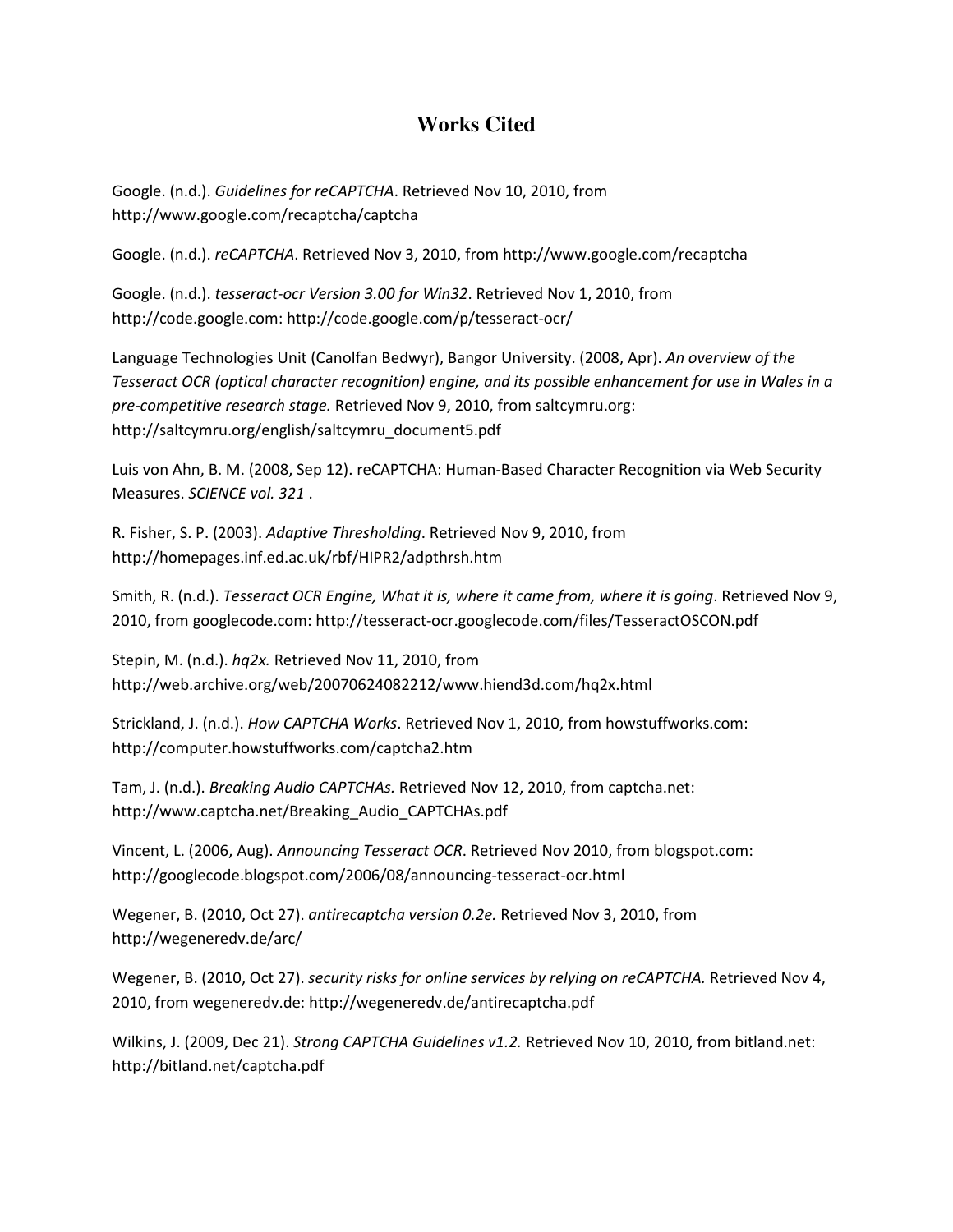# Works Cited

Google. (n.d.). *Guidelines for reCAPTCHA*. Retrieved Nov 10, 2010, from http://www.google.com/recaptcha/captcha

Google. (n.d.). *reCAPTCHA*. Retrieved Nov 3, 2010, from http://www.google.com/recaptcha

Google. (n.d.). *tesseract-ocr Version 3.00 for Win32*. Retrieved Nov 1, 2010, from http://code.google.com: http://code.google.com/p/tesseract-ocr/

Language Technologies Unit (Canolfan Bedwyr), Bangor University. (2008, Apr). *An overview of the Tesseract OCR (optical character recognition) engine, and its possible enhancement for use in Wales in a pre-competitive research stage.* Retrieved Nov 9, 2010, from saltcymru.org: http://saltcymru.org/english/saltcymru_document5.pdf

Luis von Ahn, B. M. (2008, Sep 12). reCAPTCHA: Human-Based Character Recognition via Web Security Measures. *SCIENCE vol. 321* .

R. Fisher, S. P. (2003). *Adaptive Thresholding*. Retrieved Nov 9, 2010, from http://homepages.inf.ed.ac.uk/rbf/HIPR2/adpthrsh.htm

Smith, R. (n.d.). *Tesseract OCR Engine, What it is, where it came from, where it is going*. Retrieved Nov 9, 2010, from googlecode.com: http://tesseract-ocr.googlecode.com/files/TesseractOSCON.pdf

Stepin, M. (n.d.). *hq2x.* Retrieved Nov 11, 2010, from http://web.archive.org/web/20070624082212/www.hiend3d.com/hq2x.html

Strickland, J. (n.d.). *How CAPTCHA Works*. Retrieved Nov 1, 2010, from howstuffworks.com: http://computer.howstuffworks.com/captcha2.htm

Tam, J. (n.d.). *Breaking Audio CAPTCHAs.* Retrieved Nov 12, 2010, from captcha.net: http://www.captcha.net/Breaking_Audio_CAPTCHAs.pdf

Vincent, L. (2006, Aug). *Announcing Tesseract OCR*. Retrieved Nov 2010, from blogspot.com: http://googlecode.blogspot.com/2006/08/announcing-tesseract-ocr.html

Wegener, B. (2010, Oct 27). *antirecaptcha version 0.2e.* Retrieved Nov 3, 2010, from http://wegeneredv.de/arc/

Wegener, B. (2010, Oct 27). *security risks for online services by relying on reCAPTCHA.* Retrieved Nov 4, 2010, from wegeneredv.de: http://wegeneredv.de/antirecaptcha.pdf

Wilkins, J. (2009, Dec 21). *Strong CAPTCHA Guidelines v1.2.* Retrieved Nov 10, 2010, from bitland.net: http://bitland.net/captcha.pdf